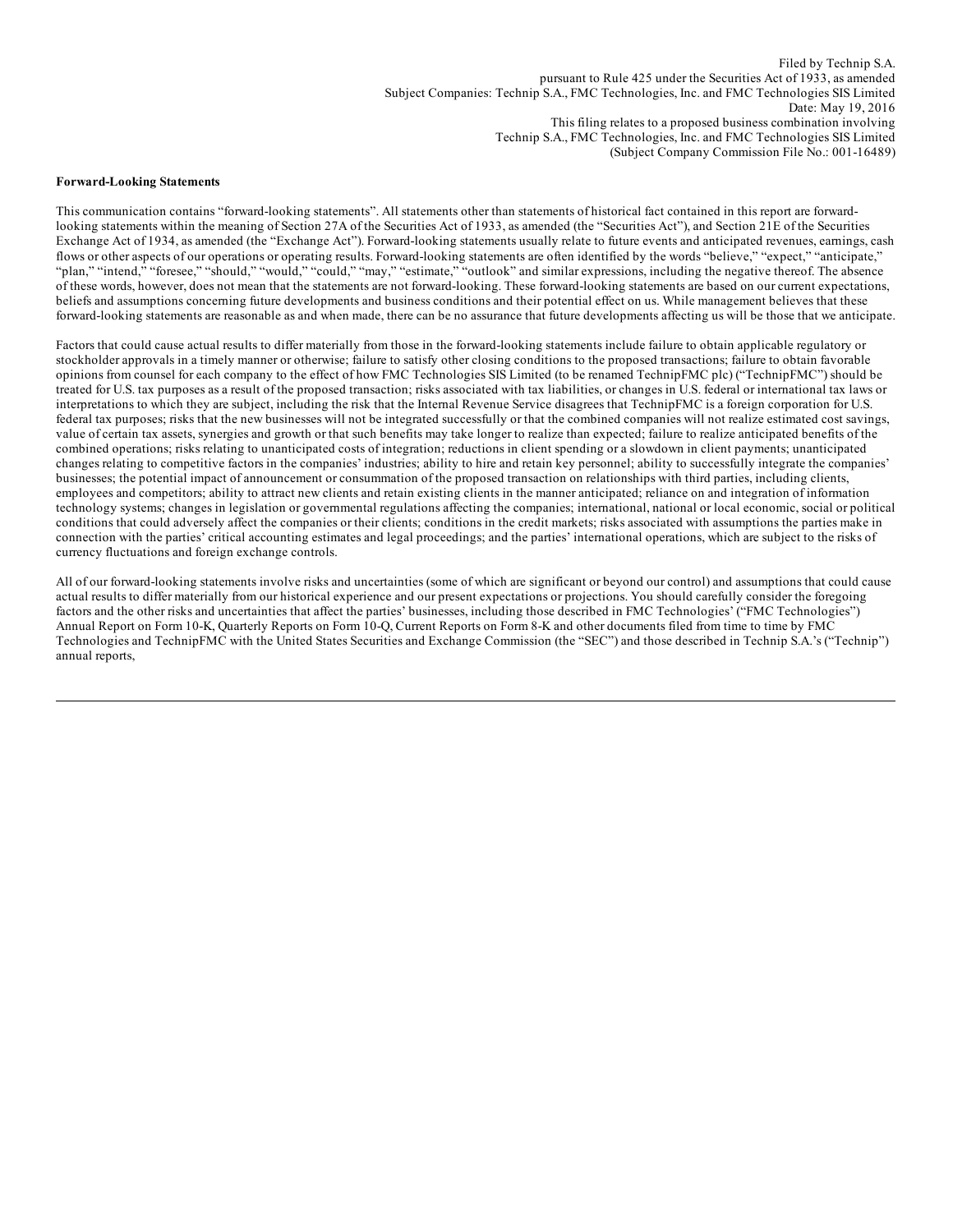Filed by Technip S.A.
pursuant to Rule 425 under the Securities Act of 1933, as amended
Subject Companies: Technip S.A., FMC Technologies, Inc. and FMC Technologies SIS Limited
Date: May 19, 2016
This filing relates to a proposed business combination involving
Technip S.A., FMC Technologies, Inc. and FMC Technologies SIS Limited
(Subject Company Commission File No.: 001-16489)

**Forward-Looking Statements**

This communication contains "forward-looking statements". All statements other than statements of historical fact contained in this report are forward-looking statements within the meaning of Section 27A of the Securities Act of 1933, as amended (the "Securities Act"), and Section 21E of the Securities Exchange Act of 1934, as amended (the "Exchange Act"). Forward-looking statements usually relate to future events and anticipated revenues, earnings, cash flows or other aspects of our operations or operating results. Forward-looking statements are often identified by the words "believe," "expect," "anticipate," "plan," "intend," "foresee," "should," "would," "could," "may," "estimate," "outlook" and similar expressions, including the negative thereof. The absence of these words, however, does not mean that the statements are not forward-looking. These forward-looking statements are based on our current expectations, beliefs and assumptions concerning future developments and business conditions and their potential effect on us. While management believes that these forward-looking statements are reasonable as and when made, there can be no assurance that future developments affecting us will be those that we anticipate.

Factors that could cause actual results to differ materially from those in the forward-looking statements include failure to obtain applicable regulatory or stockholder approvals in a timely manner or otherwise; failure to satisfy other closing conditions to the proposed transactions; failure to obtain favorable opinions from counsel for each company to the effect of how FMC Technologies SIS Limited (to be renamed TechnipFMC plc) ("TechnipFMC") should be treated for U.S. tax purposes as a result of the proposed transaction; risks associated with tax liabilities, or changes in U.S. federal or international tax laws or interpretations to which they are subject, including the risk that the Internal Revenue Service disagrees that TechnipFMC is a foreign corporation for U.S. federal tax purposes; risks that the new businesses will not be integrated successfully or that the combined companies will not realize estimated cost savings, value of certain tax assets, synergies and growth or that such benefits may take longer to realize than expected; failure to realize anticipated benefits of the combined operations; risks relating to unanticipated costs of integration; reductions in client spending or a slowdown in client payments; unanticipated changes relating to competitive factors in the companies' industries; ability to hire and retain key personnel; ability to successfully integrate the companies' businesses; the potential impact of announcement or consummation of the proposed transaction on relationships with third parties, including clients, employees and competitors; ability to attract new clients and retain existing clients in the manner anticipated; reliance on and integration of information technology systems; changes in legislation or governmental regulations affecting the companies; international, national or local economic, social or political conditions that could adversely affect the companies or their clients; conditions in the credit markets; risks associated with assumptions the parties make in connection with the parties' critical accounting estimates and legal proceedings; and the parties' international operations, which are subject to the risks of currency fluctuations and foreign exchange controls.

All of our forward-looking statements involve risks and uncertainties (some of which are significant or beyond our control) and assumptions that could cause actual results to differ materially from our historical experience and our present expectations or projections. You should carefully consider the foregoing factors and the other risks and uncertainties that affect the parties' businesses, including those described in FMC Technologies' ("FMC Technologies") Annual Report on Form 10-K, Quarterly Reports on Form 10-Q, Current Reports on Form 8-K and other documents filed from time to time by FMC Technologies and TechnipFMC with the United States Securities and Exchange Commission (the "SEC") and those described in Technip S.A.'s ("Technip") annual reports,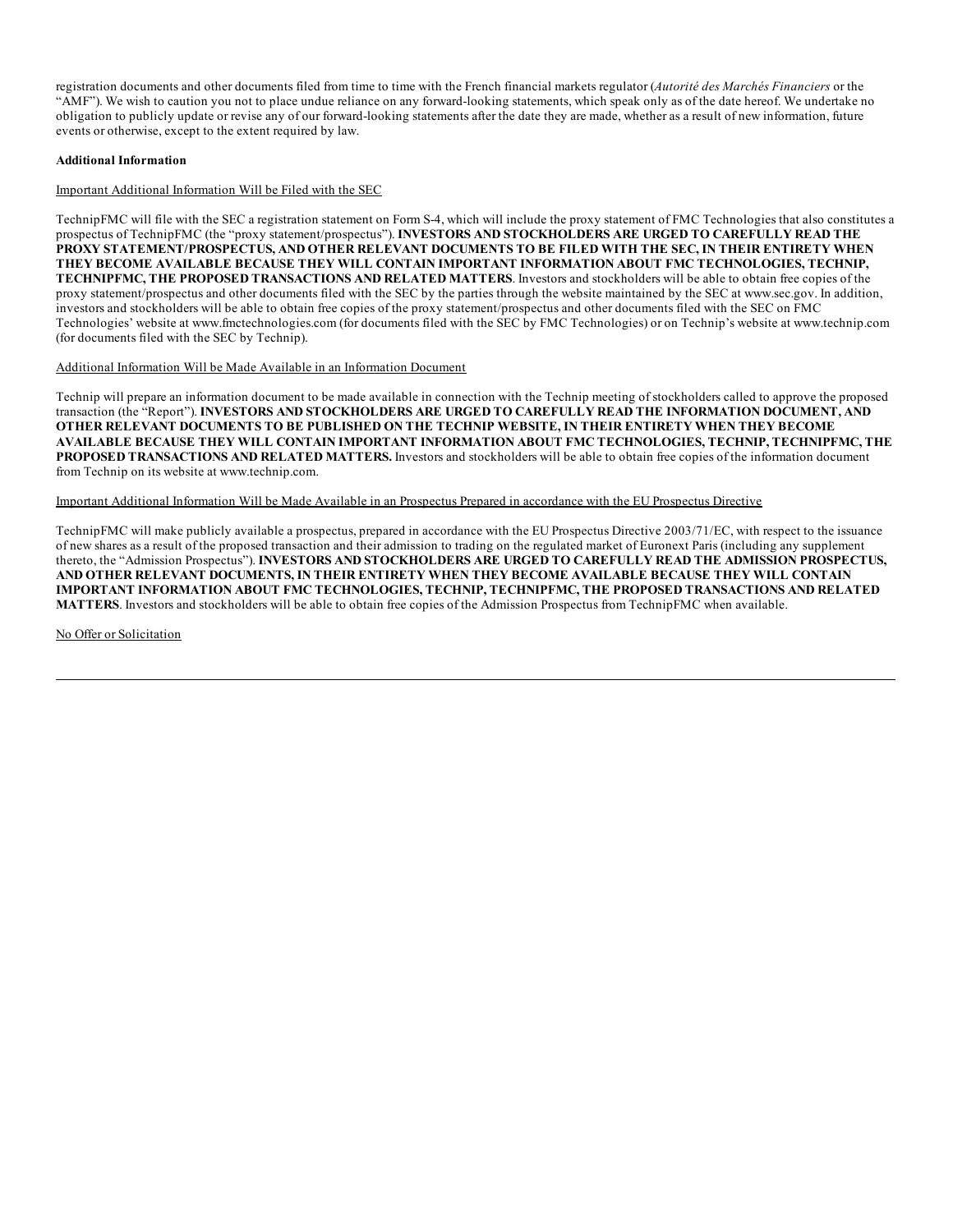registration documents and other documents filed from time to time with the French financial markets regulator (*Autorité des Marchés Financiers* or the "AMF"). We wish to caution you not to place undue reliance on any forward-looking statements, which speak only as of the date hereof. We undertake no obligation to publicly update or revise any of our forward-looking statements after the date they are made, whether as a result of new information, future events or otherwise, except to the extent required by law.

**Additional Information**

Important Additional Information Will be Filed with the SEC

TechnipFMC will file with the SEC a registration statement on Form S-4, which will include the proxy statement of FMC Technologies that also constitutes a prospectus of TechnipFMC (the "proxy statement/prospectus"). **INVESTORS AND STOCKHOLDERS ARE URGED TO CAREFULLY READ THE PROXY STATEMENT/PROSPECTUS, AND OTHER RELEVANT DOCUMENTS TO BE FILED WITH THE SEC, IN THEIR ENTIRETY WHEN THEY BECOME AVAILABLE BECAUSE THEY WILL CONTAIN IMPORTANT INFORMATION ABOUT FMC TECHNOLOGIES, TECHNIP, TECHNIPFMC, THE PROPOSED TRANSACTIONS AND RELATED MATTERS**. Investors and stockholders will be able to obtain free copies of the proxy statement/prospectus and other documents filed with the SEC by the parties through the website maintained by the SEC at www.sec.gov. In addition, investors and stockholders will be able to obtain free copies of the proxy statement/prospectus and other documents filed with the SEC on FMC Technologies' website at www.fmctechnologies.com (for documents filed with the SEC by FMC Technologies) or on Technip's website at www.technip.com (for documents filed with the SEC by Technip).

Additional Information Will be Made Available in an Information Document

Technip will prepare an information document to be made available in connection with the Technip meeting of stockholders called to approve the proposed transaction (the "Report"). **INVESTORS AND STOCKHOLDERS ARE URGED TO CAREFULLY READ THE INFORMATION DOCUMENT, AND OTHER RELEVANT DOCUMENTS TO BE PUBLISHED ON THE TECHNIP WEBSITE, IN THEIR ENTIRETY WHEN THEY BECOME AVAILABLE BECAUSE THEY WILL CONTAIN IMPORTANT INFORMATION ABOUT FMC TECHNOLOGIES, TECHNIP, TECHNIPFMC, THE PROPOSED TRANSACTIONS AND RELATED MATTERS.** Investors and stockholders will be able to obtain free copies of the information document from Technip on its website at www.technip.com.

Important Additional Information Will be Made Available in an Prospectus Prepared in accordance with the EU Prospectus Directive

TechnipFMC will make publicly available a prospectus, prepared in accordance with the EU Prospectus Directive 2003/71/EC, with respect to the issuance of new shares as a result of the proposed transaction and their admission to trading on the regulated market of Euronext Paris (including any supplement thereto, the "Admission Prospectus"). **INVESTORS AND STOCKHOLDERS ARE URGED TO CAREFULLY READ THE ADMISSION PROSPECTUS, AND OTHER RELEVANT DOCUMENTS, IN THEIR ENTIRETY WHEN THEY BECOME AVAILABLE BECAUSE THEY WILL CONTAIN IMPORTANT INFORMATION ABOUT FMC TECHNOLOGIES, TECHNIP, TECHNIPFMC, THE PROPOSED TRANSACTIONS AND RELATED MATTERS**. Investors and stockholders will be able to obtain free copies of the Admission Prospectus from TechnipFMC when available.

No Offer or Solicitation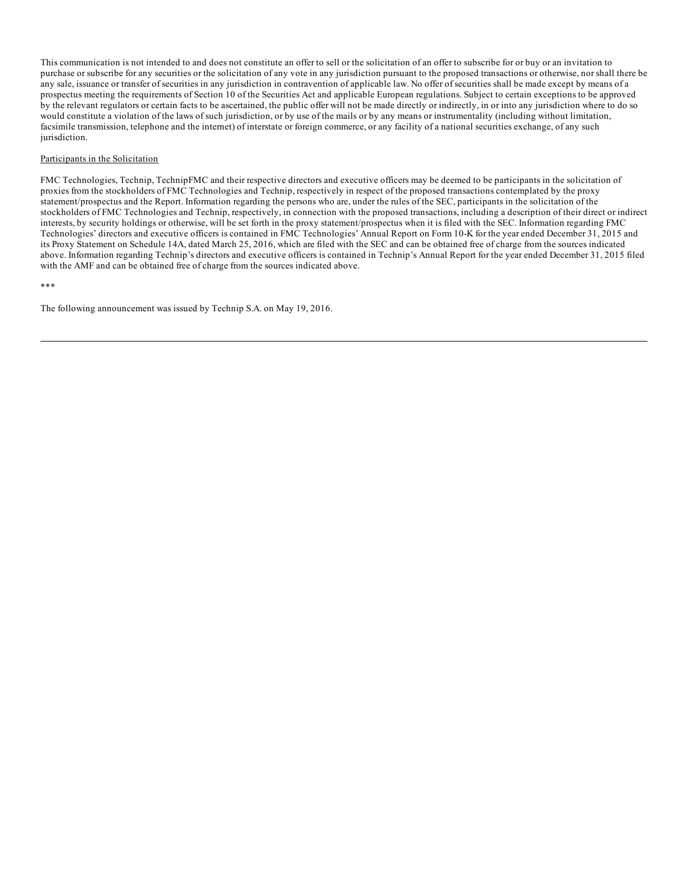This communication is not intended to and does not constitute an offer to sell or the solicitation of an offer to subscribe for or buy or an invitation to purchase or subscribe for any securities or the solicitation of any vote in any jurisdiction pursuant to the proposed transactions or otherwise, nor shall there be any sale, issuance or transfer of securities in any jurisdiction in contravention of applicable law. No offer of securities shall be made except by means of a prospectus meeting the requirements of Section 10 of the Securities Act and applicable European regulations. Subject to certain exceptions to be approved by the relevant regulators or certain facts to be ascertained, the public offer will not be made directly or indirectly, in or into any jurisdiction where to do so would constitute a violation of the laws of such jurisdiction, or by use of the mails or by any means or instrumentality (including without limitation, facsimile transmission, telephone and the internet) of interstate or foreign commerce, or any facility of a national securities exchange, of any such jurisdiction.

Participants in the Solicitation

FMC Technologies, Technip, TechnipFMC and their respective directors and executive officers may be deemed to be participants in the solicitation of proxies from the stockholders of FMC Technologies and Technip, respectively in respect of the proposed transactions contemplated by the proxy statement/prospectus and the Report. Information regarding the persons who are, under the rules of the SEC, participants in the solicitation of the stockholders of FMC Technologies and Technip, respectively, in connection with the proposed transactions, including a description of their direct or indirect interests, by security holdings or otherwise, will be set forth in the proxy statement/prospectus when it is filed with the SEC. Information regarding FMC Technologies' directors and executive officers is contained in FMC Technologies' Annual Report on Form 10-K for the year ended December 31, 2015 and its Proxy Statement on Schedule 14A, dated March 25, 2016, which are filed with the SEC and can be obtained free of charge from the sources indicated above. Information regarding Technip's directors and executive officers is contained in Technip's Annual Report for the year ended December 31, 2015 filed with the AMF and can be obtained free of charge from the sources indicated above.

***

The following announcement was issued by Technip S.A. on May 19, 2016.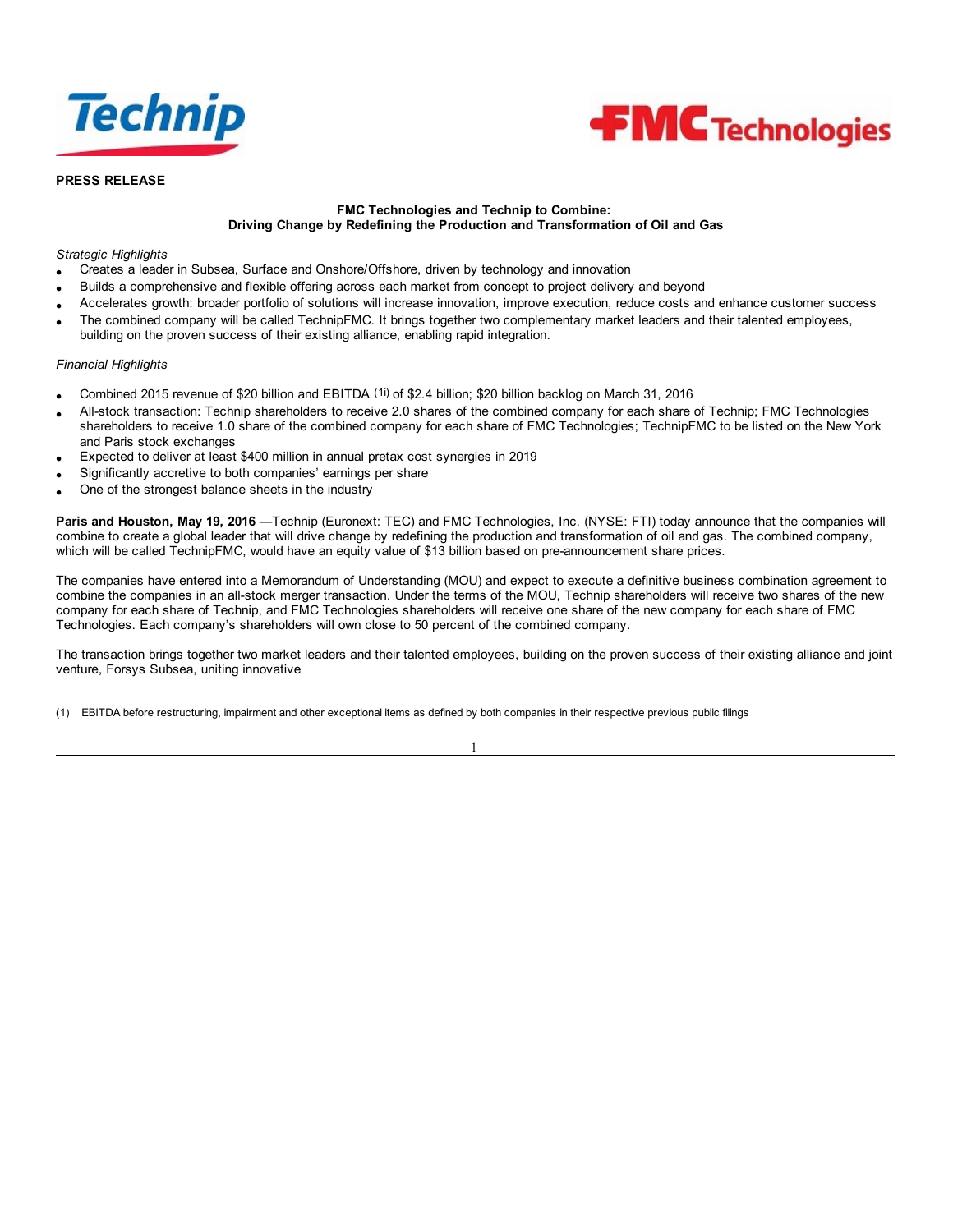**PRESS RELEASE**

**FMC Technologies and Technip to Combine:**
**Driving Change by Redefining the Production and Transformation of Oil and Gas**

*Strategic Highlights*

- Creates a leader in Subsea, Surface and Onshore/Offshore, driven by technology and innovation
- Builds a comprehensive and flexible offering across each market from concept to project delivery and beyond
- Accelerates growth: broader portfolio of solutions will increase innovation, improve execution, reduce costs and enhance customer success
- The combined company will be called TechnipFMC. It brings together two complementary market leaders and their talented employees, building on the proven success of their existing alliance, enabling rapid integration.

*Financial Highlights*

- Combined 2015 revenue of $20 billion and EBITDA [(1)] of $2.4 billion; $20 billion backlog on March 31, 2016
- All-stock transaction: Technip shareholders to receive 2.0 shares of the combined company for each share of Technip; FMC Technologies shareholders to receive 1.0 share of the combined company for each share of FMC Technologies; TechnipFMC to be listed on the New York and Paris stock exchanges
- Expected to deliver at least $400 million in annual pretax cost synergies in 2019
- Significantly accretive to both companies' earnings per share
- One of the strongest balance sheets in the industry

**Paris and Houston, May 19, 2016** —Technip (Euronext: TEC) and FMC Technologies, Inc. (NYSE: FTI) today announce that the companies will combine to create a global leader that will drive change by redefining the production and transformation of oil and gas. The combined company, which will be called TechnipFMC, would have an equity value of $13 billion based on pre-announcement share prices.

The companies have entered into a Memorandum of Understanding (MOU) and expect to execute a definitive business combination agreement to combine the companies in an all-stock merger transaction. Under the terms of the MOU, Technip shareholders will receive two shares of the new company for each share of Technip, and FMC Technologies shareholders will receive one share of the new company for each share of FMC Technologies. Each company's shareholders will own close to 50 percent of the combined company.

The transaction brings together two market leaders and their talented employees, building on the proven success of their existing alliance and joint venture, Forsys Subsea, uniting innovative

(1) EBITDA before restructuring, impairment and other exceptional items as defined by both companies in their respective previous public filings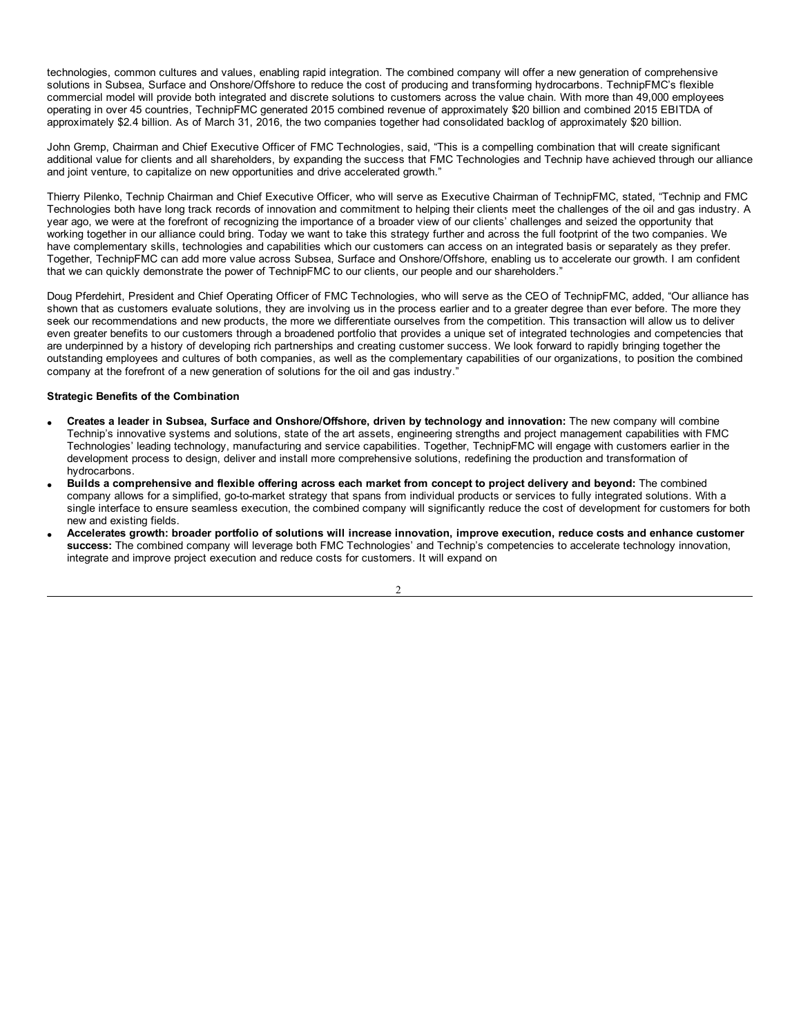technologies, common cultures and values, enabling rapid integration. The combined company will offer a new generation of comprehensive solutions in Subsea, Surface and Onshore/Offshore to reduce the cost of producing and transforming hydrocarbons. TechnipFMC's flexible commercial model will provide both integrated and discrete solutions to customers across the value chain. With more than 49,000 employees operating in over 45 countries, TechnipFMC generated 2015 combined revenue of approximately $20 billion and combined 2015 EBITDA of approximately $2.4 billion. As of March 31, 2016, the two companies together had consolidated backlog of approximately $20 billion.

John Gremp, Chairman and Chief Executive Officer of FMC Technologies, said, "This is a compelling combination that will create significant additional value for clients and all shareholders, by expanding the success that FMC Technologies and Technip have achieved through our alliance and joint venture, to capitalize on new opportunities and drive accelerated growth."

Thierry Pilenko, Technip Chairman and Chief Executive Officer, who will serve as Executive Chairman of TechnipFMC, stated, "Technip and FMC Technologies both have long track records of innovation and commitment to helping their clients meet the challenges of the oil and gas industry. A year ago, we were at the forefront of recognizing the importance of a broader view of our clients' challenges and seized the opportunity that working together in our alliance could bring. Today we want to take this strategy further and across the full footprint of the two companies. We have complementary skills, technologies and capabilities which our customers can access on an integrated basis or separately as they prefer. Together, TechnipFMC can add more value across Subsea, Surface and Onshore/Offshore, enabling us to accelerate our growth. I am confident that we can quickly demonstrate the power of TechnipFMC to our clients, our people and our shareholders."

Doug Pferdehirt, President and Chief Operating Officer of FMC Technologies, who will serve as the CEO of TechnipFMC, added, "Our alliance has shown that as customers evaluate solutions, they are involving us in the process earlier and to a greater degree than ever before. The more they seek our recommendations and new products, the more we differentiate ourselves from the competition. This transaction will allow us to deliver even greater benefits to our customers through a broadened portfolio that provides a unique set of integrated technologies and competencies that are underpinned by a history of developing rich partnerships and creating customer success. We look forward to rapidly bringing together the outstanding employees and cultures of both companies, as well as the complementary capabilities of our organizations, to position the combined company at the forefront of a new generation of solutions for the oil and gas industry."

**Strategic Benefits of the Combination**

- **Creates a leader in Subsea, Surface and Onshore/Offshore, driven by technology and innovation:** The new company will combine Technip's innovative systems and solutions, state of the art assets, engineering strengths and project management capabilities with FMC Technologies' leading technology, manufacturing and service capabilities. Together, TechnipFMC will engage with customers earlier in the development process to design, deliver and install more comprehensive solutions, redefining the production and transformation of hydrocarbons.
- **Builds a comprehensive and flexible offering across each market from concept to project delivery and beyond:** The combined company allows for a simplified, go-to-market strategy that spans from individual products or services to fully integrated solutions. With a single interface to ensure seamless execution, the combined company will significantly reduce the cost of development for customers for both new and existing fields.
- **Accelerates growth: broader portfolio of solutions will increase innovation, improve execution, reduce costs and enhance customer success:** The combined company will leverage both FMC Technologies' and Technip's competencies to accelerate technology innovation, integrate and improve project execution and reduce costs for customers. It will expand on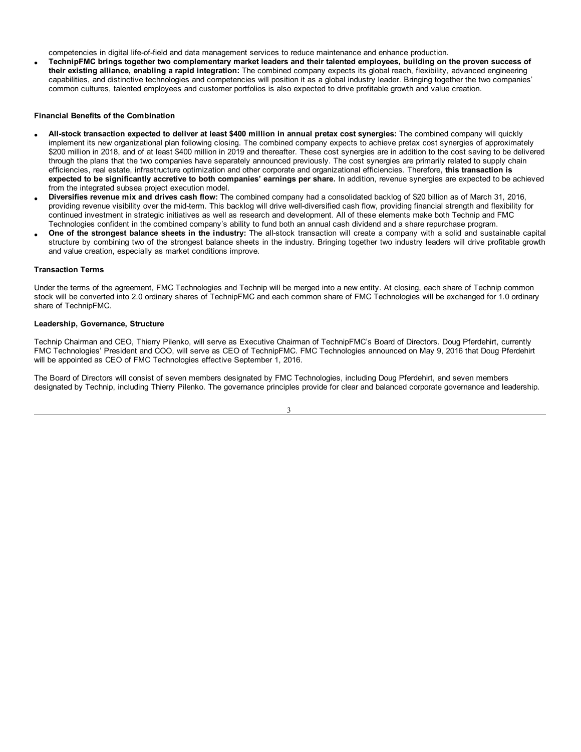competencies in digital life-of-field and data management services to reduce maintenance and enhance production.

- **TechnipFMC brings together two complementary market leaders and their talented employees, building on the proven success of their existing alliance, enabling a rapid integration:** The combined company expects its global reach, flexibility, advanced engineering capabilities, and distinctive technologies and competencies will position it as a global industry leader. Bringing together the two companies' common cultures, talented employees and customer portfolios is also expected to drive profitable growth and value creation.

#### Financial Benefits of the Combination

- **All-stock transaction expected to deliver at least $400 million in annual pretax cost synergies:** The combined company will quickly implement its new organizational plan following closing. The combined company expects to achieve pretax cost synergies of approximately $200 million in 2018, and of at least $400 million in 2019 and thereafter. These cost synergies are in addition to the cost saving to be delivered through the plans that the two companies have separately announced previously. The cost synergies are primarily related to supply chain efficiencies, real estate, infrastructure optimization and other corporate and organizational efficiencies. Therefore, **this transaction is expected to be significantly accretive to both companies' earnings per share.** In addition, revenue synergies are expected to be achieved from the integrated subsea project execution model.
- **Diversifies revenue mix and drives cash flow:** The combined company had a consolidated backlog of $20 billion as of March 31, 2016, providing revenue visibility over the mid-term. This backlog will drive well-diversified cash flow, providing financial strength and flexibility for continued investment in strategic initiatives as well as research and development. All of these elements make both Technip and FMC Technologies confident in the combined company's ability to fund both an annual cash dividend and a share repurchase program.
- **One of the strongest balance sheets in the industry:** The all-stock transaction will create a company with a solid and sustainable capital structure by combining two of the strongest balance sheets in the industry. Bringing together two industry leaders will drive profitable growth and value creation, especially as market conditions improve.

#### Transaction Terms

Under the terms of the agreement, FMC Technologies and Technip will be merged into a new entity. At closing, each share of Technip common stock will be converted into 2.0 ordinary shares of TechnipFMC and each common share of FMC Technologies will be exchanged for 1.0 ordinary share of TechnipFMC.

#### Leadership, Governance, Structure

Technip Chairman and CEO, Thierry Pilenko, will serve as Executive Chairman of TechnipFMC's Board of Directors. Doug Pferdehirt, currently FMC Technologies' President and COO, will serve as CEO of TechnipFMC. FMC Technologies announced on May 9, 2016 that Doug Pferdehirt will be appointed as CEO of FMC Technologies effective September 1, 2016.

The Board of Directors will consist of seven members designated by FMC Technologies, including Doug Pferdehirt, and seven members designated by Technip, including Thierry Pilenko. The governance principles provide for clear and balanced corporate governance and leadership.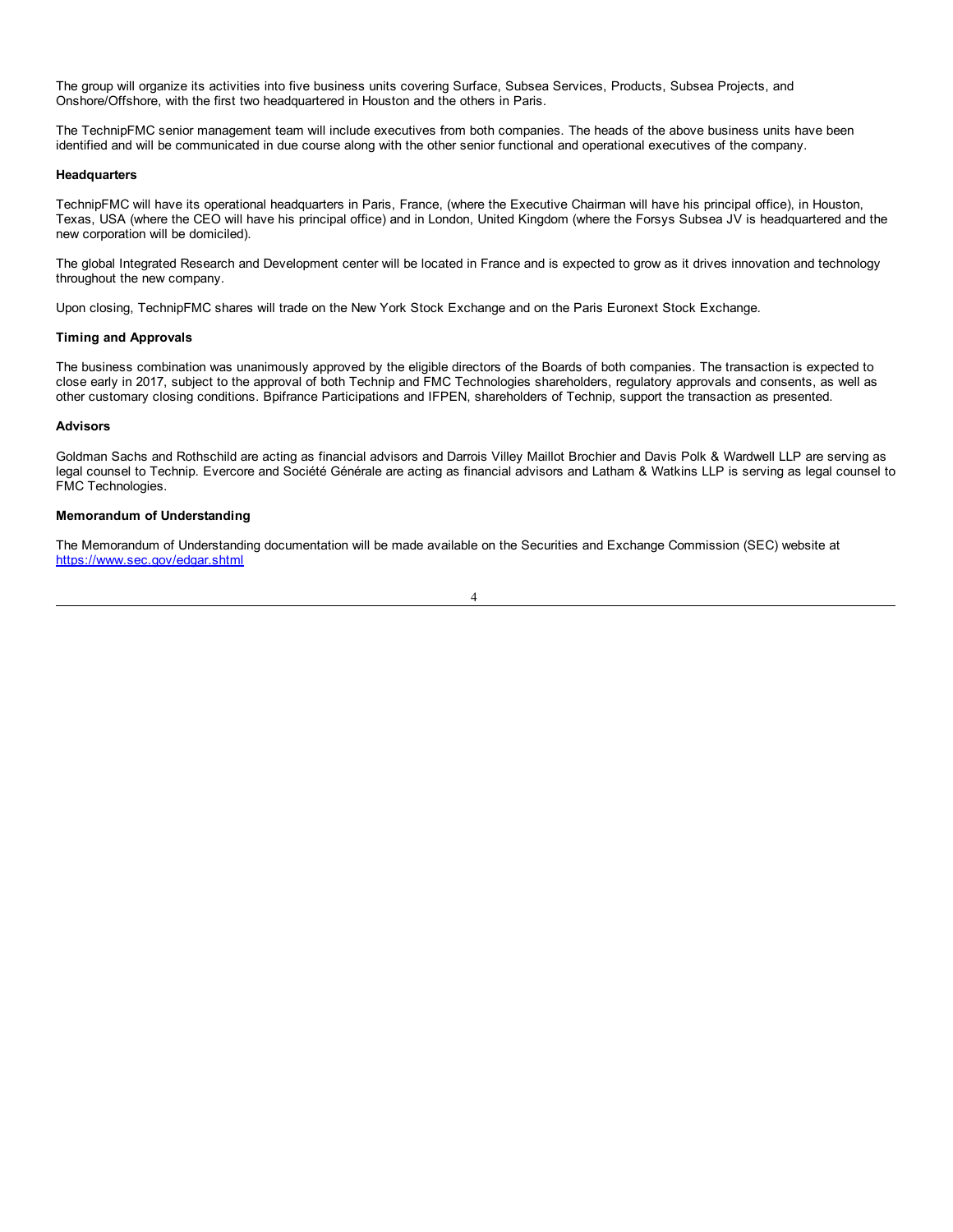The group will organize its activities into five business units covering Surface, Subsea Services, Products, Subsea Projects, and Onshore/Offshore, with the first two headquartered in Houston and the others in Paris.

The TechnipFMC senior management team will include executives from both companies. The heads of the above business units have been identified and will be communicated in due course along with the other senior functional and operational executives of the company.

**Headquarters**

TechnipFMC will have its operational headquarters in Paris, France, (where the Executive Chairman will have his principal office), in Houston, Texas, USA (where the CEO will have his principal office) and in London, United Kingdom (where the Forsys Subsea JV is headquartered and the new corporation will be domiciled).

The global Integrated Research and Development center will be located in France and is expected to grow as it drives innovation and technology throughout the new company.

Upon closing, TechnipFMC shares will trade on the New York Stock Exchange and on the Paris Euronext Stock Exchange.

**Timing and Approvals**

The business combination was unanimously approved by the eligible directors of the Boards of both companies. The transaction is expected to close early in 2017, subject to the approval of both Technip and FMC Technologies shareholders, regulatory approvals and consents, as well as other customary closing conditions. Bpifrance Participations and IFPEN, shareholders of Technip, support the transaction as presented.

**Advisors**

Goldman Sachs and Rothschild are acting as financial advisors and Darrois Villey Maillot Brochier and Davis Polk & Wardwell LLP are serving as legal counsel to Technip. Evercore and Société Générale are acting as financial advisors and Latham & Watkins LLP is serving as legal counsel to FMC Technologies.

**Memorandum of Understanding**

The Memorandum of Understanding documentation will be made available on the Securities and Exchange Commission (SEC) website at [https://www.sec.gov/edgar.shtml](https://www.sec.gov/edgar.shtml)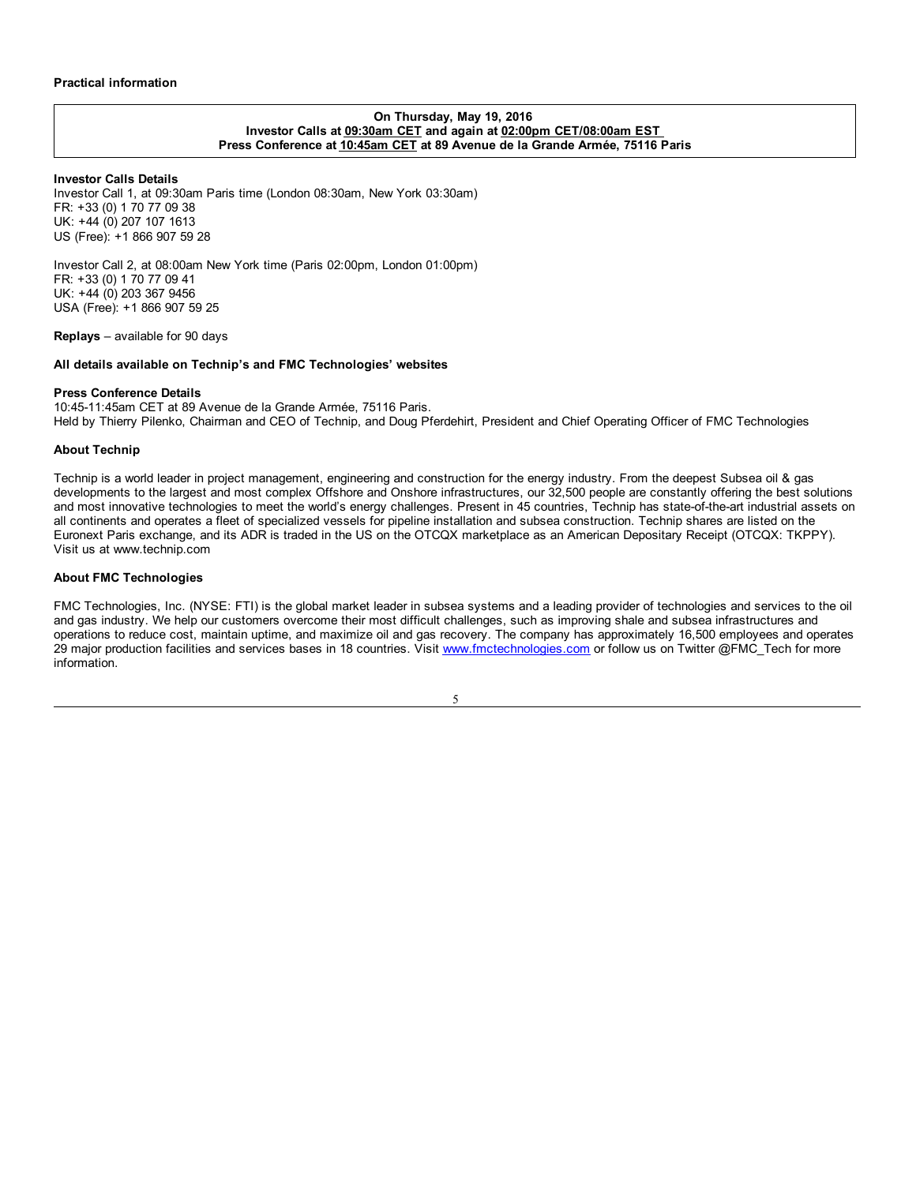**Practical information**

> **On Thursday, May 19, 2016**
> **Investor Calls at 09:30am CET and again at 02:00pm CET/08:00am EST**
> **Press Conference at 10:45am CET at 89 Avenue de la Grande Armée, 75116 Paris**

**Investor Calls Details**
Investor Call 1, at 09:30am Paris time (London 08:30am, New York 03:30am)
FR: +33 (0) 1 70 77 09 38
UK: +44 (0) 207 107 1613
US (Free): +1 866 907 59 28

Investor Call 2, at 08:00am New York time (Paris 02:00pm, London 01:00pm)
FR: +33 (0) 1 70 77 09 41
UK: +44 (0) 203 367 9456
USA (Free): +1 866 907 59 25

**Replays** – available for 90 days

**All details available on Technip's and FMC Technologies' websites**

**Press Conference Details**
10:45-11:45am CET at 89 Avenue de la Grande Armée, 75116 Paris.
Held by Thierry Pilenko, Chairman and CEO of Technip, and Doug Pferdehirt, President and Chief Operating Officer of FMC Technologies

**About Technip**

Technip is a world leader in project management, engineering and construction for the energy industry. From the deepest Subsea oil & gas developments to the largest and most complex Offshore and Onshore infrastructures, our 32,500 people are constantly offering the best solutions and most innovative technologies to meet the world's energy challenges. Present in 45 countries, Technip has state-of-the-art industrial assets on all continents and operates a fleet of specialized vessels for pipeline installation and subsea construction. Technip shares are listed on the Euronext Paris exchange, and its ADR is traded in the US on the OTCQX marketplace as an American Depositary Receipt (OTCQX: TKPPY). Visit us at www.technip.com

**About FMC Technologies**

FMC Technologies, Inc. (NYSE: FTI) is the global market leader in subsea systems and a leading provider of technologies and services to the oil and gas industry. We help our customers overcome their most difficult challenges, such as improving shale and subsea infrastructures and operations to reduce cost, maintain uptime, and maximize oil and gas recovery. The company has approximately 16,500 employees and operates 29 major production facilities and services bases in 18 countries. Visit www.fmctechnologies.com or follow us on Twitter @FMC_Tech for more information.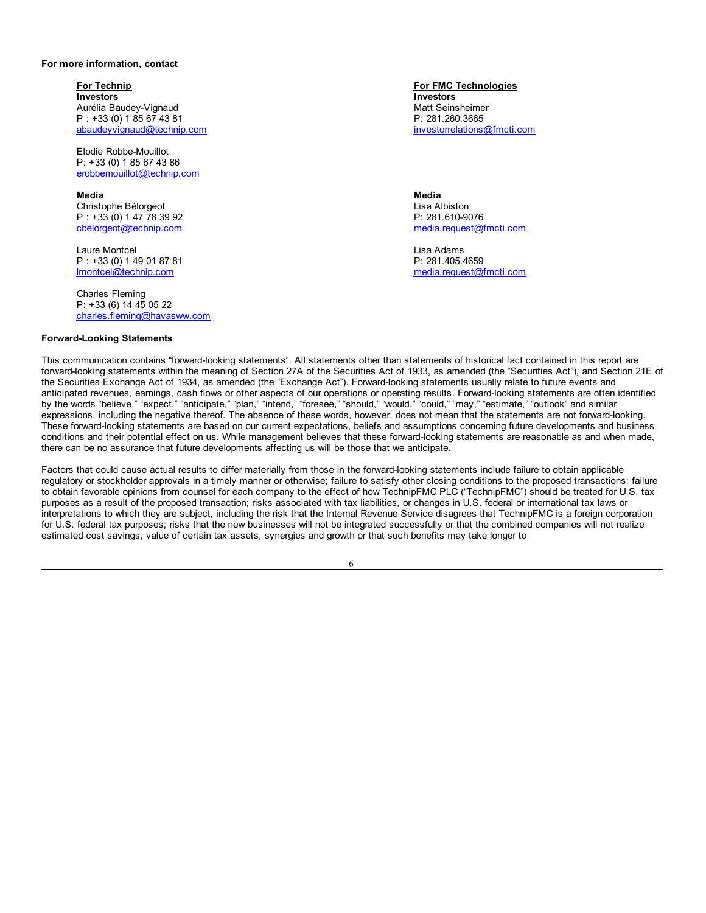**For more information, contact**

**For Technip**

**Investors**
Aurélia Baudey-Vignaud
P : +33 (0) 1 85 67 43 81
abaudeyvignaud@technip.com

Elodie Robbe-Mouillot
P: +33 (0) 1 85 67 43 86
erobbemouillot@technip.com

**Media**
Christophe Bélorgeot
P : +33 (0) 1 47 78 39 92
cbelorgeot@technip.com

Laure Montcel
P : +33 (0) 1 49 01 87 81
lmontcel@technip.com

Charles Fleming
P: +33 (6) 14 45 05 22
charles.fleming@havasww.com

**For FMC Technologies**

**Investors**
Matt Seinsheimer
P: 281.260.3665
investorrelations@fmcti.com

**Media**
Lisa Albiston
P: 281.610-9076
media.request@fmcti.com

Lisa Adams
P: 281.405.4659
media.request@fmcti.com

**Forward-Looking Statements**

This communication contains "forward-looking statements". All statements other than statements of historical fact contained in this report are forward-looking statements within the meaning of Section 27A of the Securities Act of 1933, as amended (the "Securities Act"), and Section 21E of the Securities Exchange Act of 1934, as amended (the "Exchange Act"). Forward-looking statements usually relate to future events and anticipated revenues, earnings, cash flows or other aspects of our operations or operating results. Forward-looking statements are often identified by the words "believe," "expect," "anticipate," "plan," "intend," "foresee," "should," "would," "could," "may," "estimate," "outlook" and similar expressions, including the negative thereof. The absence of these words, however, does not mean that the statements are not forward-looking. These forward-looking statements are based on our current expectations, beliefs and assumptions concerning future developments and business conditions and their potential effect on us. While management believes that these forward-looking statements are reasonable as and when made, there can be no assurance that future developments affecting us will be those that we anticipate.

Factors that could cause actual results to differ materially from those in the forward-looking statements include failure to obtain applicable regulatory or stockholder approvals in a timely manner or otherwise; failure to satisfy other closing conditions to the proposed transactions; failure to obtain favorable opinions from counsel for each company to the effect of how TechnipFMC PLC ("TechnipFMC") should be treated for U.S. tax purposes as a result of the proposed transaction; risks associated with tax liabilities, or changes in U.S. federal or international tax laws or interpretations to which they are subject, including the risk that the Internal Revenue Service disagrees that TechnipFMC is a foreign corporation for U.S. federal tax purposes; risks that the new businesses will not be integrated successfully or that the combined companies will not realize estimated cost savings, value of certain tax assets, synergies and growth or that such benefits may take longer to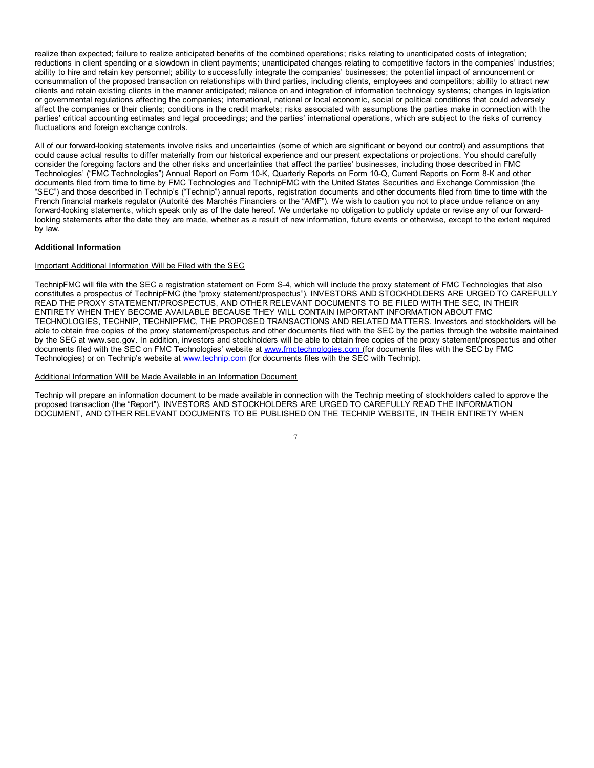realize than expected; failure to realize anticipated benefits of the combined operations; risks relating to unanticipated costs of integration; reductions in client spending or a slowdown in client payments; unanticipated changes relating to competitive factors in the companies' industries; ability to hire and retain key personnel; ability to successfully integrate the companies' businesses; the potential impact of announcement or consummation of the proposed transaction on relationships with third parties, including clients, employees and competitors; ability to attract new clients and retain existing clients in the manner anticipated; reliance on and integration of information technology systems; changes in legislation or governmental regulations affecting the companies; international, national or local economic, social or political conditions that could adversely affect the companies or their clients; conditions in the credit markets; risks associated with assumptions the parties make in connection with the parties' critical accounting estimates and legal proceedings; and the parties' international operations, which are subject to the risks of currency fluctuations and foreign exchange controls.

All of our forward-looking statements involve risks and uncertainties (some of which are significant or beyond our control) and assumptions that could cause actual results to differ materially from our historical experience and our present expectations or projections. You should carefully consider the foregoing factors and the other risks and uncertainties that affect the parties' businesses, including those described in FMC Technologies' ("FMC Technologies") Annual Report on Form 10-K, Quarterly Reports on Form 10-Q, Current Reports on Form 8-K and other documents filed from time to time by FMC Technologies and TechnipFMC with the United States Securities and Exchange Commission (the "SEC") and those described in Technip's ("Technip") annual reports, registration documents and other documents filed from time to time with the French financial markets regulator (Autorité des Marchés Financiers or the "AMF"). We wish to caution you not to place undue reliance on any forward-looking statements, which speak only as of the date hereof. We undertake no obligation to publicly update or revise any of our forward-looking statements after the date they are made, whether as a result of new information, future events or otherwise, except to the extent required by law.

**Additional Information**

Important Additional Information Will be Filed with the SEC

TechnipFMC will file with the SEC a registration statement on Form S-4, which will include the proxy statement of FMC Technologies that also constitutes a prospectus of TechnipFMC (the "proxy statement/prospectus"). INVESTORS AND STOCKHOLDERS ARE URGED TO CAREFULLY READ THE PROXY STATEMENT/PROSPECTUS, AND OTHER RELEVANT DOCUMENTS TO BE FILED WITH THE SEC, IN THEIR ENTIRETY WHEN THEY BECOME AVAILABLE BECAUSE THEY WILL CONTAIN IMPORTANT INFORMATION ABOUT FMC TECHNOLOGIES, TECHNIP, TECHNIPFMC, THE PROPOSED TRANSACTIONS AND RELATED MATTERS. Investors and stockholders will be able to obtain free copies of the proxy statement/prospectus and other documents filed with the SEC by the parties through the website maintained by the SEC at www.sec.gov. In addition, investors and stockholders will be able to obtain free copies of the proxy statement/prospectus and other documents filed with the SEC on FMC Technologies' website at www.fmctechnologies.com (for documents files with the SEC by FMC Technologies) or on Technip's website at www.technip.com (for documents files with the SEC with Technip).

Additional Information Will be Made Available in an Information Document

Technip will prepare an information document to be made available in connection with the Technip meeting of stockholders called to approve the proposed transaction (the "Report"). INVESTORS AND STOCKHOLDERS ARE URGED TO CAREFULLY READ THE INFORMATION DOCUMENT, AND OTHER RELEVANT DOCUMENTS TO BE PUBLISHED ON THE TECHNIP WEBSITE, IN THEIR ENTIRETY WHEN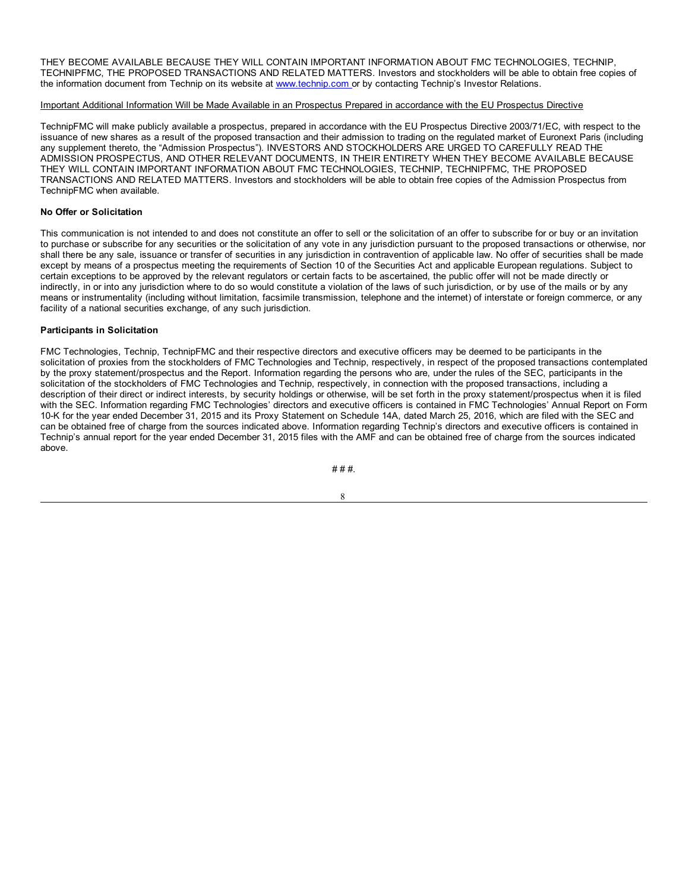THEY BECOME AVAILABLE BECAUSE THEY WILL CONTAIN IMPORTANT INFORMATION ABOUT FMC TECHNOLOGIES, TECHNIP, TECHNIPFMC, THE PROPOSED TRANSACTIONS AND RELATED MATTERS. Investors and stockholders will be able to obtain free copies of the information document from Technip on its website at www.technip.com or by contacting Technip's Investor Relations.

Important Additional Information Will be Made Available in an Prospectus Prepared in accordance with the EU Prospectus Directive

TechnipFMC will make publicly available a prospectus, prepared in accordance with the EU Prospectus Directive 2003/71/EC, with respect to the issuance of new shares as a result of the proposed transaction and their admission to trading on the regulated market of Euronext Paris (including any supplement thereto, the "Admission Prospectus"). INVESTORS AND STOCKHOLDERS ARE URGED TO CAREFULLY READ THE ADMISSION PROSPECTUS, AND OTHER RELEVANT DOCUMENTS, IN THEIR ENTIRETY WHEN THEY BECOME AVAILABLE BECAUSE THEY WILL CONTAIN IMPORTANT INFORMATION ABOUT FMC TECHNOLOGIES, TECHNIP, TECHNIPFMC, THE PROPOSED TRANSACTIONS AND RELATED MATTERS. Investors and stockholders will be able to obtain free copies of the Admission Prospectus from TechnipFMC when available.

**No Offer or Solicitation**

This communication is not intended to and does not constitute an offer to sell or the solicitation of an offer to subscribe for or buy or an invitation to purchase or subscribe for any securities or the solicitation of any vote in any jurisdiction pursuant to the proposed transactions or otherwise, nor shall there be any sale, issuance or transfer of securities in any jurisdiction in contravention of applicable law. No offer of securities shall be made except by means of a prospectus meeting the requirements of Section 10 of the Securities Act and applicable European regulations. Subject to certain exceptions to be approved by the relevant regulators or certain facts to be ascertained, the public offer will not be made directly or indirectly, in or into any jurisdiction where to do so would constitute a violation of the laws of such jurisdiction, or by use of the mails or by any means or instrumentality (including without limitation, facsimile transmission, telephone and the internet) of interstate or foreign commerce, or any facility of a national securities exchange, of any such jurisdiction.

**Participants in Solicitation**

FMC Technologies, Technip, TechnipFMC and their respective directors and executive officers may be deemed to be participants in the solicitation of proxies from the stockholders of FMC Technologies and Technip, respectively, in respect of the proposed transactions contemplated by the proxy statement/prospectus and the Report. Information regarding the persons who are, under the rules of the SEC, participants in the solicitation of the stockholders of FMC Technologies and Technip, respectively, in connection with the proposed transactions, including a description of their direct or indirect interests, by security holdings or otherwise, will be set forth in the proxy statement/prospectus when it is filed with the SEC. Information regarding FMC Technologies' directors and executive officers is contained in FMC Technologies' Annual Report on Form 10-K for the year ended December 31, 2015 and its Proxy Statement on Schedule 14A, dated March 25, 2016, which are filed with the SEC and can be obtained free of charge from the sources indicated above. Information regarding Technip's directors and executive officers is contained in Technip's annual report for the year ended December 31, 2015 files with the AMF and can be obtained free of charge from the sources indicated above.

# # #.